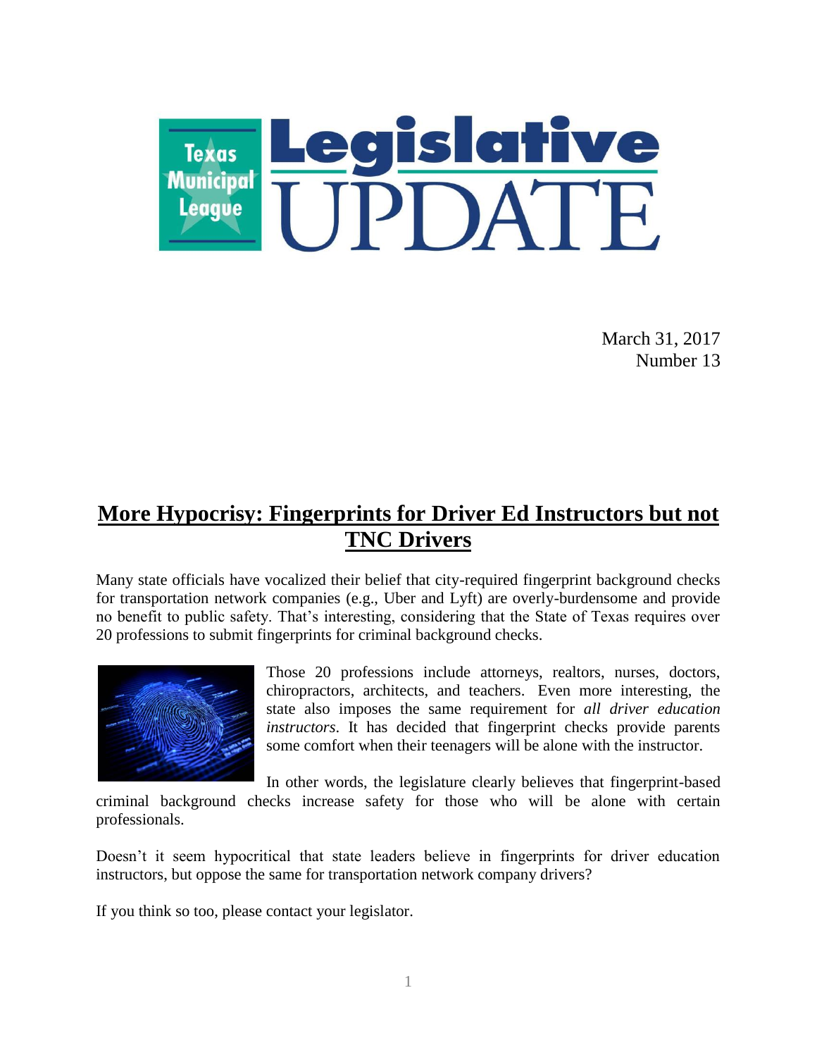# Texas Municipal League Legislative UPDATE

March 31, 2017
Number 13

## More Hypocrisy: Fingerprints for Driver Ed Instructors but not TNC Drivers

Many state officials have vocalized their belief that city-required fingerprint background checks for transportation network companies (e.g., Uber and Lyft) are overly-burdensome and provide no benefit to public safety. That's interesting, considering that the State of Texas requires over 20 professions to submit fingerprints for criminal background checks.

Those 20 professions include attorneys, realtors, nurses, doctors, chiropractors, architects, and teachers. Even more interesting, the state also imposes the same requirement for *all driver education instructors*. It has decided that fingerprint checks provide parents some comfort when their teenagers will be alone with the instructor.

In other words, the legislature clearly believes that fingerprint-based criminal background checks increase safety for those who will be alone with certain professionals.

Doesn't it seem hypocritical that state leaders believe in fingerprints for driver education instructors, but oppose the same for transportation network company drivers?

If you think so too, please contact your legislator.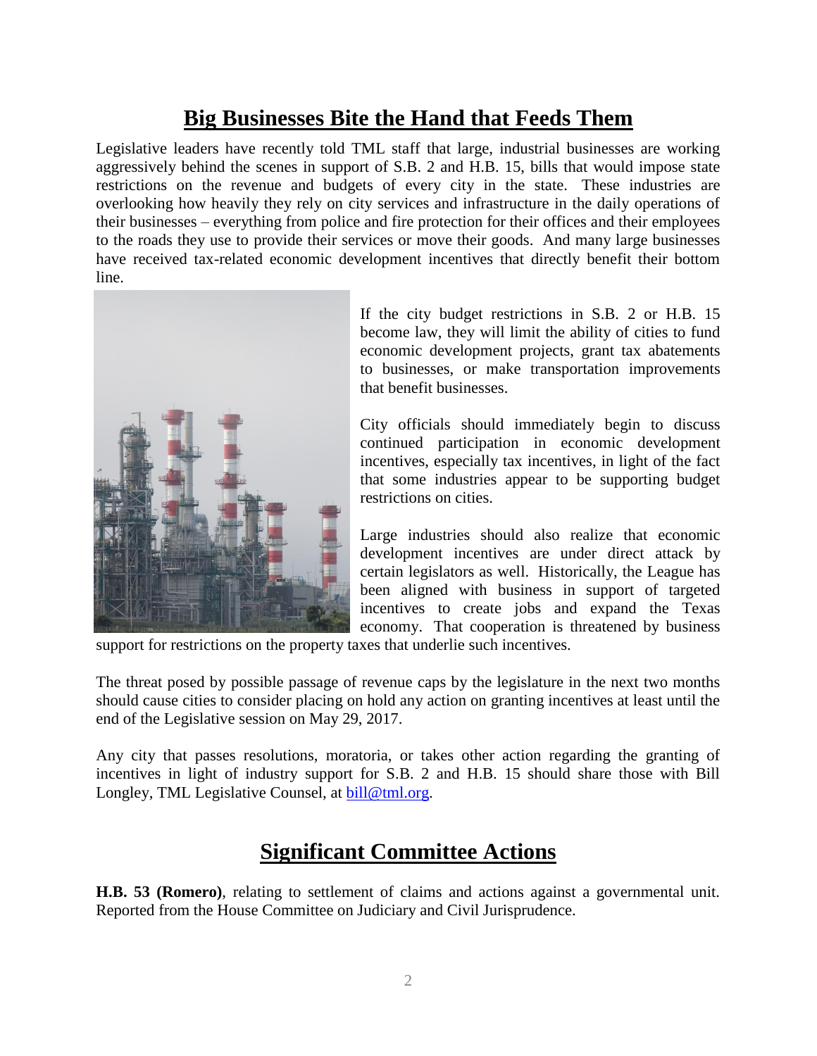## Big Businesses Bite the Hand that Feeds Them

Legislative leaders have recently told TML staff that large, industrial businesses are working aggressively behind the scenes in support of S.B. 2 and H.B. 15, bills that would impose state restrictions on the revenue and budgets of every city in the state. These industries are overlooking how heavily they rely on city services and infrastructure in the daily operations of their businesses – everything from police and fire protection for their offices and their employees to the roads they use to provide their services or move their goods. And many large businesses have received tax-related economic development incentives that directly benefit their bottom line.

If the city budget restrictions in S.B. 2 or H.B. 15 become law, they will limit the ability of cities to fund economic development projects, grant tax abatements to businesses, or make transportation improvements that benefit businesses.

City officials should immediately begin to discuss continued participation in economic development incentives, especially tax incentives, in light of the fact that some industries appear to be supporting budget restrictions on cities.

Large industries should also realize that economic development incentives are under direct attack by certain legislators as well. Historically, the League has been aligned with business in support of targeted incentives to create jobs and expand the Texas economy. That cooperation is threatened by business support for restrictions on the property taxes that underlie such incentives.

The threat posed by possible passage of revenue caps by the legislature in the next two months should cause cities to consider placing on hold any action on granting incentives at least until the end of the Legislative session on May 29, 2017.

Any city that passes resolutions, moratoria, or takes other action regarding the granting of incentives in light of industry support for S.B. 2 and H.B. 15 should share those with Bill Longley, TML Legislative Counsel, at [bill@tml.org](mailto:bill@tml.org).

## Significant Committee Actions

**H.B. 53 (Romero)**, relating to settlement of claims and actions against a governmental unit. Reported from the House Committee on Judiciary and Civil Jurisprudence.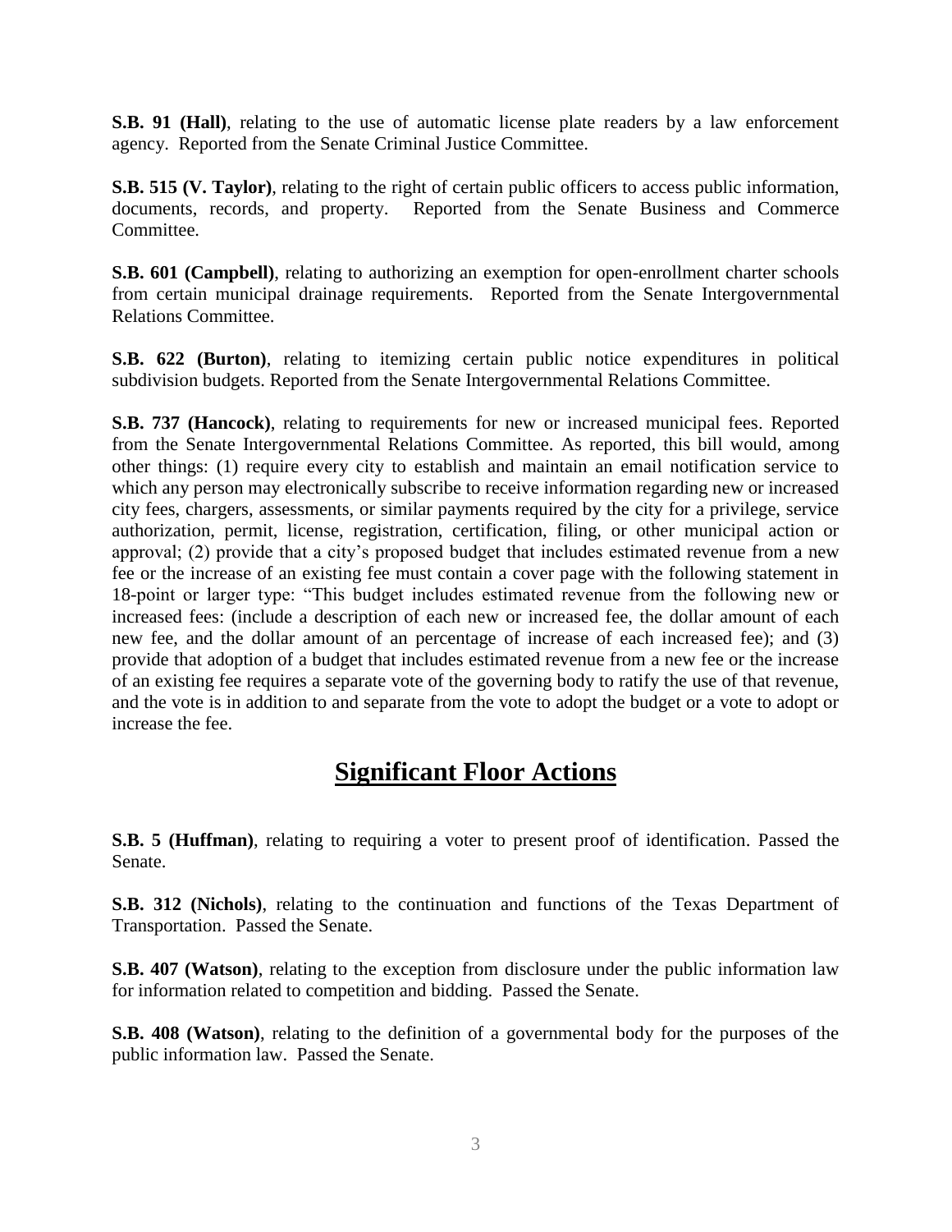**S.B. 91 (Hall)**, relating to the use of automatic license plate readers by a law enforcement agency. Reported from the Senate Criminal Justice Committee.

**S.B. 515 (V. Taylor)**, relating to the right of certain public officers to access public information, documents, records, and property. Reported from the Senate Business and Commerce Committee.

**S.B. 601 (Campbell)**, relating to authorizing an exemption for open-enrollment charter schools from certain municipal drainage requirements. Reported from the Senate Intergovernmental Relations Committee.

**S.B. 622 (Burton)**, relating to itemizing certain public notice expenditures in political subdivision budgets. Reported from the Senate Intergovernmental Relations Committee.

**S.B. 737 (Hancock)**, relating to requirements for new or increased municipal fees. Reported from the Senate Intergovernmental Relations Committee. As reported, this bill would, among other things: (1) require every city to establish and maintain an email notification service to which any person may electronically subscribe to receive information regarding new or increased city fees, chargers, assessments, or similar payments required by the city for a privilege, service authorization, permit, license, registration, certification, filing, or other municipal action or approval; (2) provide that a city's proposed budget that includes estimated revenue from a new fee or the increase of an existing fee must contain a cover page with the following statement in 18-point or larger type: "This budget includes estimated revenue from the following new or increased fees: (include a description of each new or increased fee, the dollar amount of each new fee, and the dollar amount of an percentage of increase of each increased fee); and (3) provide that adoption of a budget that includes estimated revenue from a new fee or the increase of an existing fee requires a separate vote of the governing body to ratify the use of that revenue, and the vote is in addition to and separate from the vote to adopt the budget or a vote to adopt or increase the fee.

## Significant Floor Actions

**S.B. 5 (Huffman)**, relating to requiring a voter to present proof of identification. Passed the Senate.

**S.B. 312 (Nichols)**, relating to the continuation and functions of the Texas Department of Transportation. Passed the Senate.

**S.B. 407 (Watson)**, relating to the exception from disclosure under the public information law for information related to competition and bidding. Passed the Senate.

**S.B. 408 (Watson)**, relating to the definition of a governmental body for the purposes of the public information law. Passed the Senate.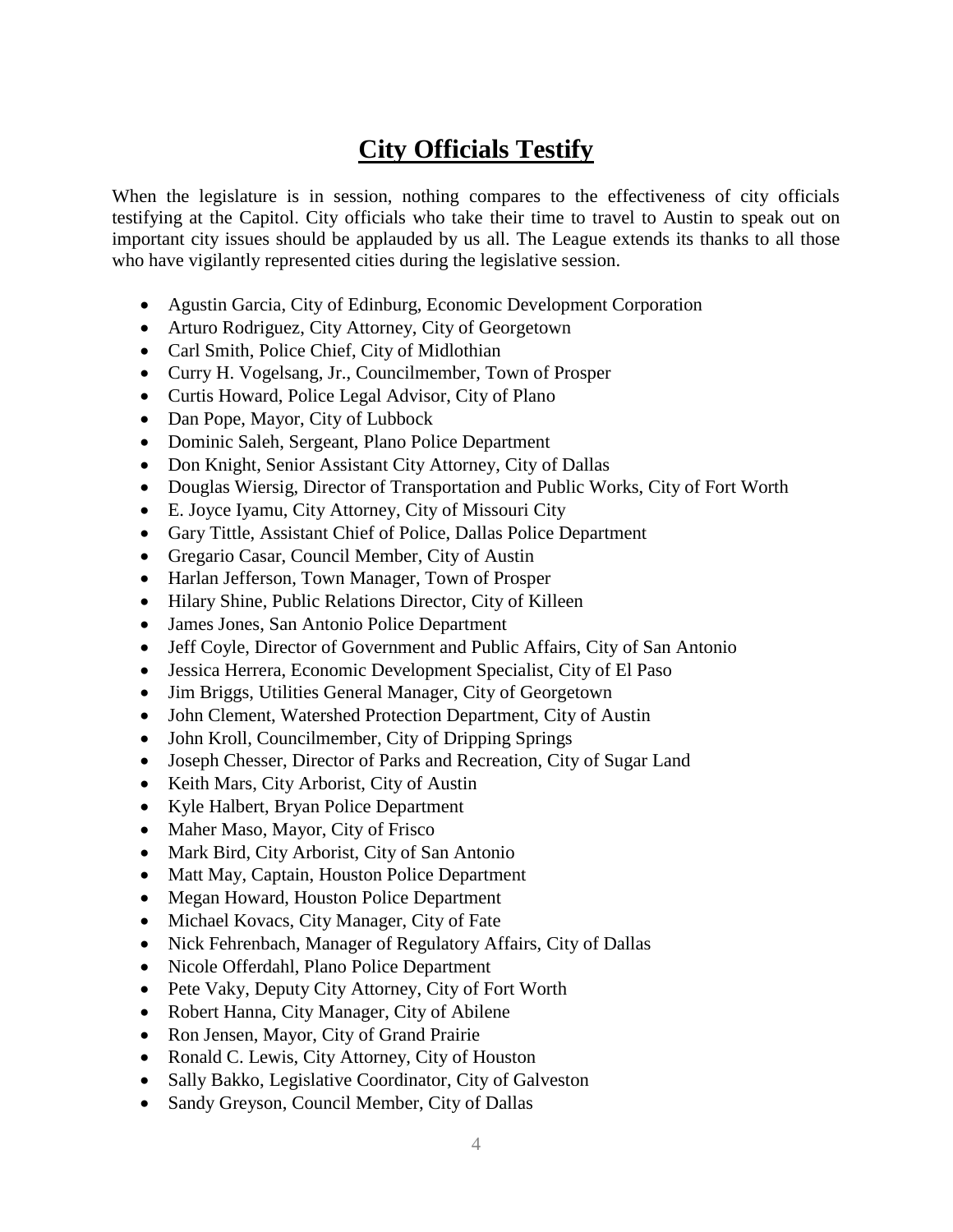# City Officials Testify

When the legislature is in session, nothing compares to the effectiveness of city officials testifying at the Capitol. City officials who take their time to travel to Austin to speak out on important city issues should be applauded by us all. The League extends its thanks to all those who have vigilantly represented cities during the legislative session.

- Agustin Garcia, City of Edinburg, Economic Development Corporation
- Arturo Rodriguez, City Attorney, City of Georgetown
- Carl Smith, Police Chief, City of Midlothian
- Curry H. Vogelsang, Jr., Councilmember, Town of Prosper
- Curtis Howard, Police Legal Advisor, City of Plano
- Dan Pope, Mayor, City of Lubbock
- Dominic Saleh, Sergeant, Plano Police Department
- Don Knight, Senior Assistant City Attorney, City of Dallas
- Douglas Wiersig, Director of Transportation and Public Works, City of Fort Worth
- E. Joyce Iyamu, City Attorney, City of Missouri City
- Gary Tittle, Assistant Chief of Police, Dallas Police Department
- Gregario Casar, Council Member, City of Austin
- Harlan Jefferson, Town Manager, Town of Prosper
- Hilary Shine, Public Relations Director, City of Killeen
- James Jones, San Antonio Police Department
- Jeff Coyle, Director of Government and Public Affairs, City of San Antonio
- Jessica Herrera, Economic Development Specialist, City of El Paso
- Jim Briggs, Utilities General Manager, City of Georgetown
- John Clement, Watershed Protection Department, City of Austin
- John Kroll, Councilmember, City of Dripping Springs
- Joseph Chesser, Director of Parks and Recreation, City of Sugar Land
- Keith Mars, City Arborist, City of Austin
- Kyle Halbert, Bryan Police Department
- Maher Maso, Mayor, City of Frisco
- Mark Bird, City Arborist, City of San Antonio
- Matt May, Captain, Houston Police Department
- Megan Howard, Houston Police Department
- Michael Kovacs, City Manager, City of Fate
- Nick Fehrenbach, Manager of Regulatory Affairs, City of Dallas
- Nicole Offerdahl, Plano Police Department
- Pete Vaky, Deputy City Attorney, City of Fort Worth
- Robert Hanna, City Manager, City of Abilene
- Ron Jensen, Mayor, City of Grand Prairie
- Ronald C. Lewis, City Attorney, City of Houston
- Sally Bakko, Legislative Coordinator, City of Galveston
- Sandy Greyson, Council Member, City of Dallas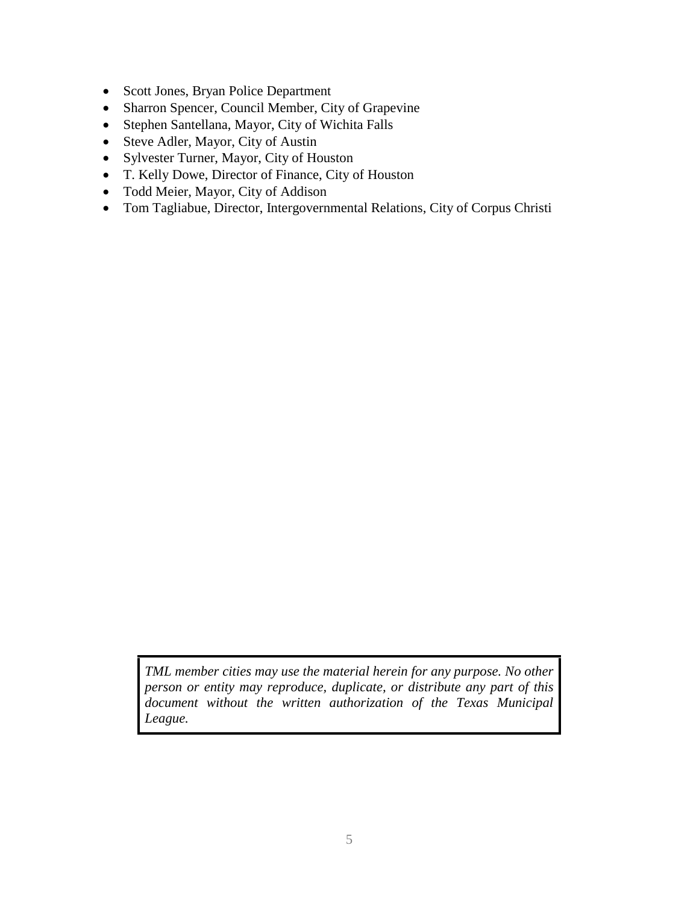- Scott Jones, Bryan Police Department
- Sharron Spencer, Council Member, City of Grapevine
- Stephen Santellana, Mayor, City of Wichita Falls
- Steve Adler, Mayor, City of Austin
- Sylvester Turner, Mayor, City of Houston
- T. Kelly Dowe, Director of Finance, City of Houston
- Todd Meier, Mayor, City of Addison
- Tom Tagliabue, Director, Intergovernmental Relations, City of Corpus Christi

*TML member cities may use the material herein for any purpose. No other person or entity may reproduce, duplicate, or distribute any part of this document without the written authorization of the Texas Municipal League.*